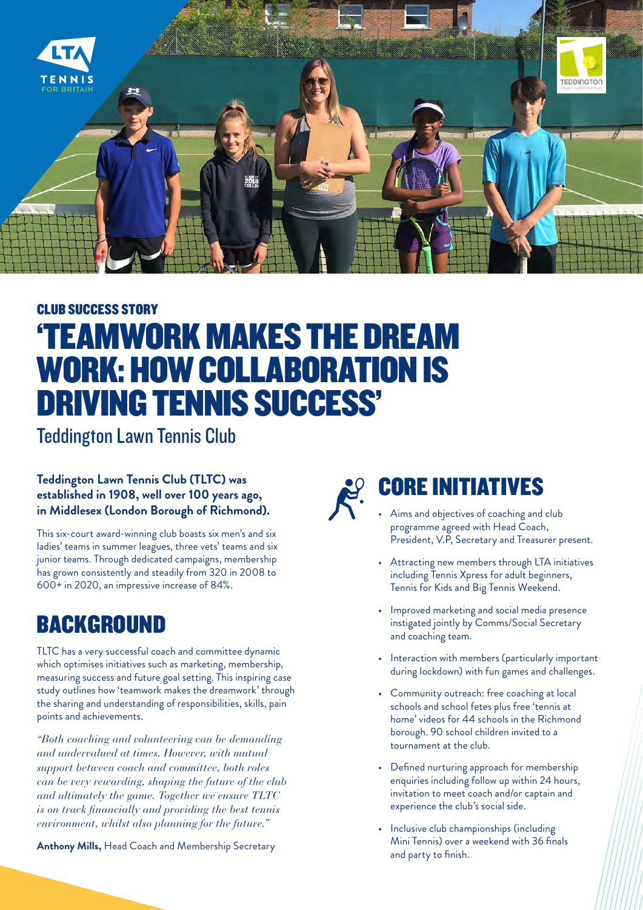CLUB SUCCESS STORY

# 'TEAMWORK MAKES THE DREAM WORK: HOW COLLABORATION IS DRIVING TENNIS SUCCESS'

Teddington Lawn Tennis Club

**Teddington Lawn Tennis Club (TLTC) was established in 1908, well over 100 years ago, in Middlesex (London Borough of Richmond).**

This six-court award-winning club boasts six men's and six ladies' teams in summer leagues, three vets' teams and six junior teams. Through dedicated campaigns, membership has grown consistently and steadily from 320 in 2008 to 600+ in 2020, an impressive increase of 84%.

## BACKGROUND

TLTC has a very successful coach and committee dynamic which optimises initiatives such as marketing, membership, measuring success and future goal setting. This inspiring case study outlines how 'teamwork makes the dreamwork' through the sharing and understanding of responsibilities, skills, pain points and achievements.

*"Both coaching and volunteering can be demanding and undervalued at times. However, with mutual support between coach and committee, both roles can be very rewarding, shaping the future of the club and ultimately the game. Together we ensure TLTC is on track financially and providing the best tennis environment, whilst also planning for the future."*

**Anthony Mills,** Head Coach and Membership Secretary

## CORE INITIATIVES

- Aims and objectives of coaching and club programme agreed with Head Coach, President, V.P, Secretary and Treasurer present.
- Attracting new members through LTA initiatives including Tennis Xpress for adult beginners, Tennis for Kids and Big Tennis Weekend.
- Improved marketing and social media presence instigated jointly by Comms/Social Secretary and coaching team.
- Interaction with members (particularly important during lockdown) with fun games and challenges.
- Community outreach: free coaching at local schools and school fetes plus free 'tennis at home' videos for 44 schools in the Richmond borough. 90 school children invited to a tournament at the club.
- Defined nurturing approach for membership enquiries including follow up within 24 hours, invitation to meet coach and/or captain and experience the club's social side.
- Inclusive club championships (including Mini Tennis) over a weekend with 36 finals and party to finish.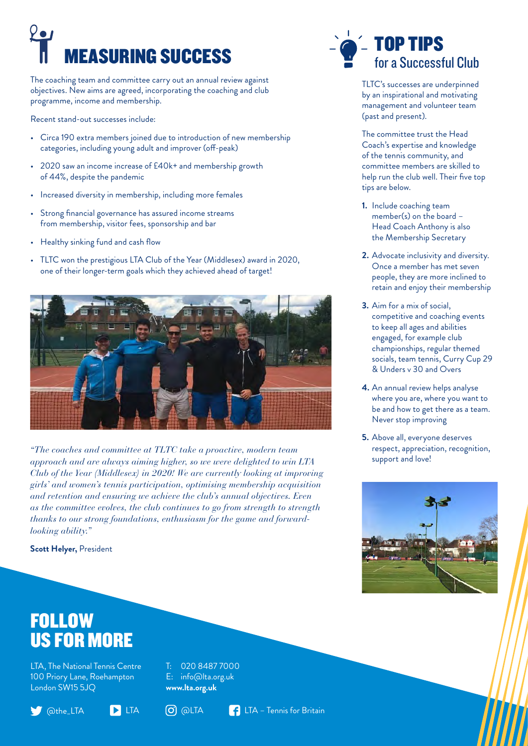# MEASURING SUCCESS

The coaching team and committee carry out an annual review against objectives. New aims are agreed, incorporating the coaching and club programme, income and membership.

Recent stand-out successes include:

- Circa 190 extra members joined due to introduction of new membership categories, including young adult and improver (off-peak)
- 2020 saw an income increase of £40k+ and membership growth of 44%, despite the pandemic
- Increased diversity in membership, including more females
- Strong financial governance has assured income streams from membership, visitor fees, sponsorship and bar
- Healthy sinking fund and cash flow
- TLTC won the prestigious LTA Club of the Year (Middlesex) award in 2020, one of their longer-term goals which they achieved ahead of target!

*"The coaches and committee at TLTC take a proactive, modern team approach and are always aiming higher, so we were delighted to win LTA Club of the Year (Middlesex) in 2020! We are currently looking at improving girls' and women's tennis participation, optimising membership acquisition and retention and ensuring we achieve the club's annual objectives. Even as the committee evolves, the club continues to go from strength to strength thanks to our strong foundations, enthusiasm for the game and forward-looking ability."*

**Scott Helyer,** President

# TOP TIPS
## for a Successful Club

TLTC's successes are underpinned by an inspirational and motivating management and volunteer team (past and present).

The committee trust the Head Coach's expertise and knowledge of the tennis community, and committee members are skilled to help run the club well. Their five top tips are below.

1. Include coaching team member(s) on the board – Head Coach Anthony is also the Membership Secretary
2. Advocate inclusivity and diversity. Once a member has met seven people, they are more inclined to retain and enjoy their membership
3. Aim for a mix of social, competitive and coaching events to keep all ages and abilities engaged, for example club championships, regular themed socials, team tennis, Curry Cup 29 & Unders v 30 and Overs
4. An annual review helps analyse where you are, where you want to be and how to get there as a team. Never stop improving
5. Above all, everyone deserves respect, appreciation, recognition, support and love!

# FOLLOW US FOR MORE

LTA, The National Tennis Centre
100 Priory Lane, Roehampton
London SW15 5JQ

T: 020 8487 7000
E: info@lta.org.uk
**www.lta.org.uk**

@the_LTA | LTA | @LTA | LTA – Tennis for Britain